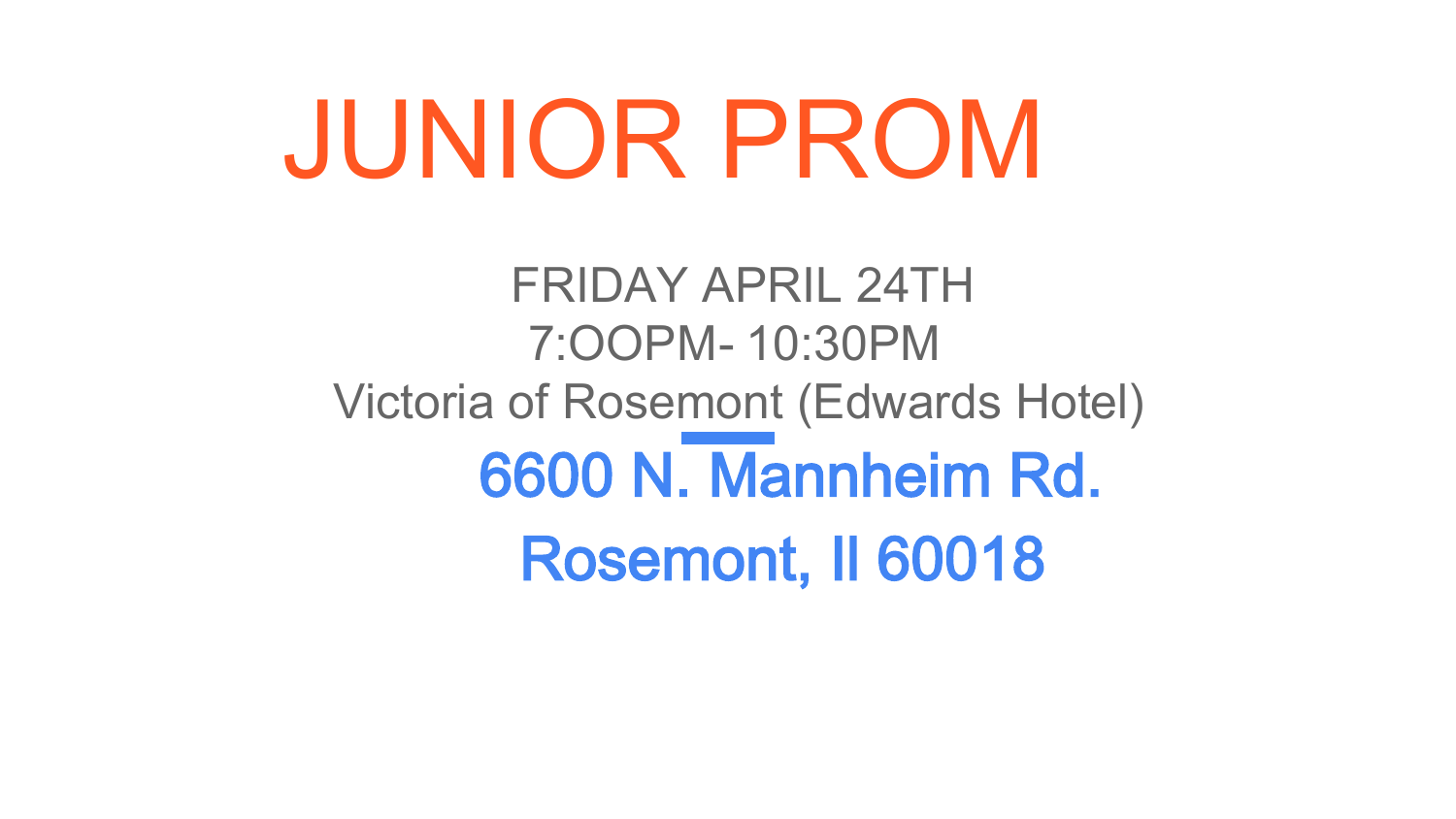# JUNIOR PROM

FRIDAY APRIL 24TH

7:OOPM- 10:30PM

Victoria of Rosemont (Edwards Hotel)

**6600 N. Mannheim Rd.**

**Rosemont, Il 60018**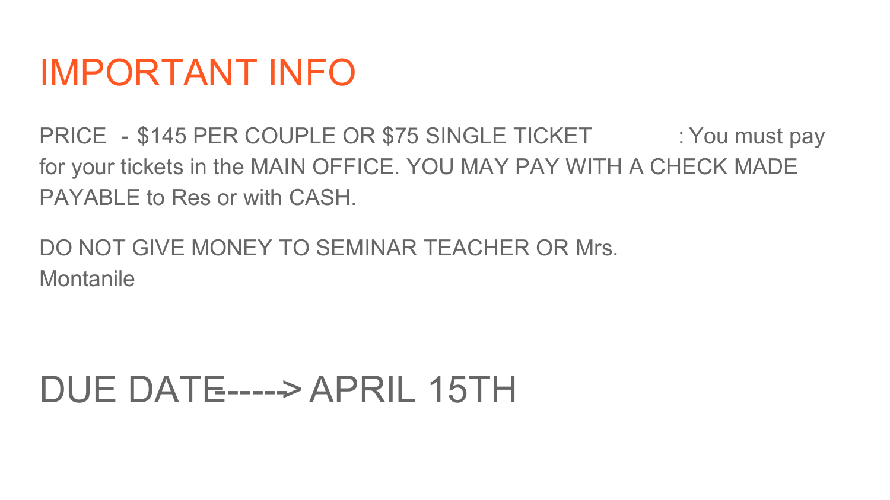# IMPORTANT INFO

PRICE - $145 PER COUPLE OR $75 SINGLE TICKET : You must pay for your tickets in the MAIN OFFICE. YOU MAY PAY WITH A CHECK MADE PAYABLE to Res or with CASH.

DO NOT GIVE MONEY TO SEMINAR TEACHER OR Mrs. Montanile

## DUE DATE-----> APRIL 15TH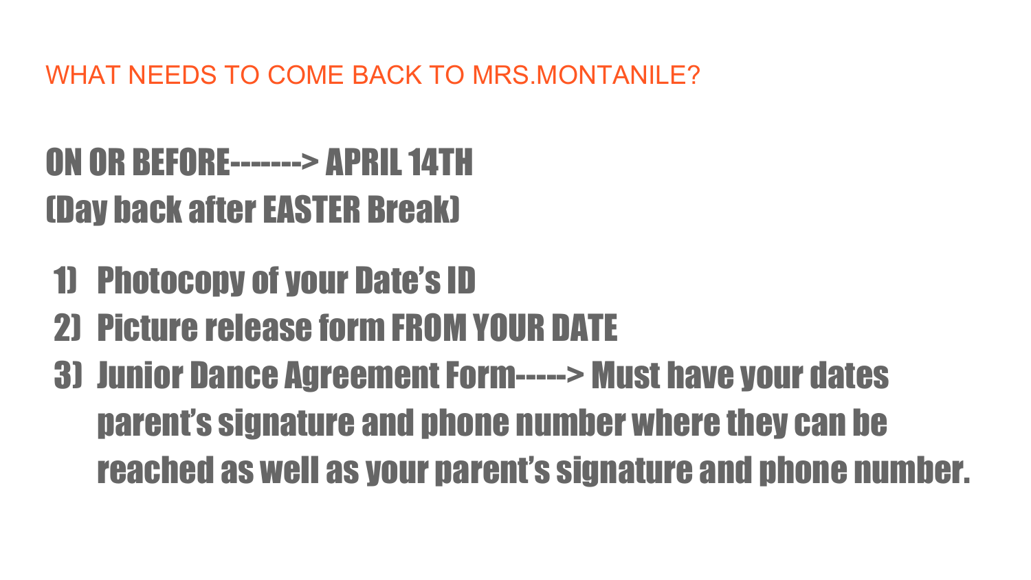## WHAT NEEDS TO COME BACK TO MRS.MONTANILE?

# ON OR BEFORE-------> APRIL 14TH
# (Day back after EASTER Break)

1) Photocopy of your Date's ID
2) Picture release form FROM YOUR DATE
3) Junior Dance Agreement Form-----> Must have your dates parent's signature and phone number where they can be reached as well as your parent's signature and phone number.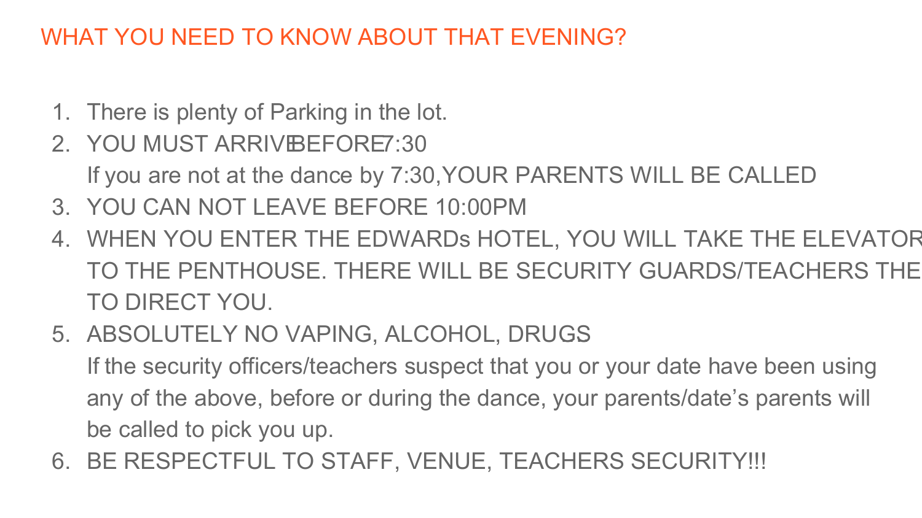## WHAT YOU NEED TO KNOW ABOUT THAT EVENING?

1. There is plenty of Parking in the lot.
2. YOU MUST ARRIVE BEFORE 7:30
   If you are not at the dance by 7:30, YOUR PARENTS WILL BE CALLED
3. YOU CAN NOT LEAVE BEFORE 10:00PM
4. WHEN YOU ENTER THE EDWARDs HOTEL, YOU WILL TAKE THE ELEVATOR TO THE PENTHOUSE. THERE WILL BE SECURITY GUARDS/TEACHERS THERE TO DIRECT YOU.
5. ABSOLUTELY NO VAPING, ALCOHOL, DRUGS
   If the security officers/teachers suspect that you or your date have been using any of the above, before or during the dance, your parents/date's parents will be called to pick you up.
6. BE RESPECTFUL TO STAFF, VENUE, TEACHERS SECURITY!!!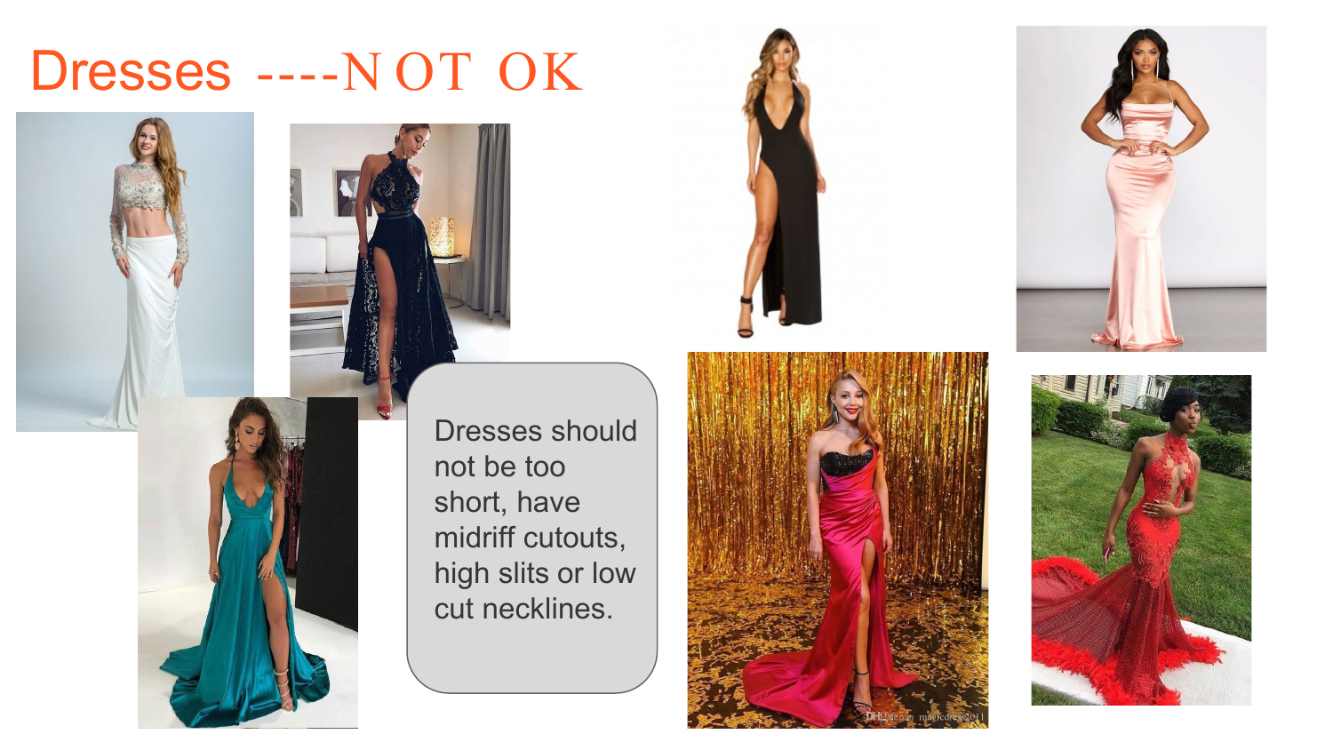# Dresses ----NOT OK

Dresses should not be too short, have midriff cutouts, high slits or low cut necklines.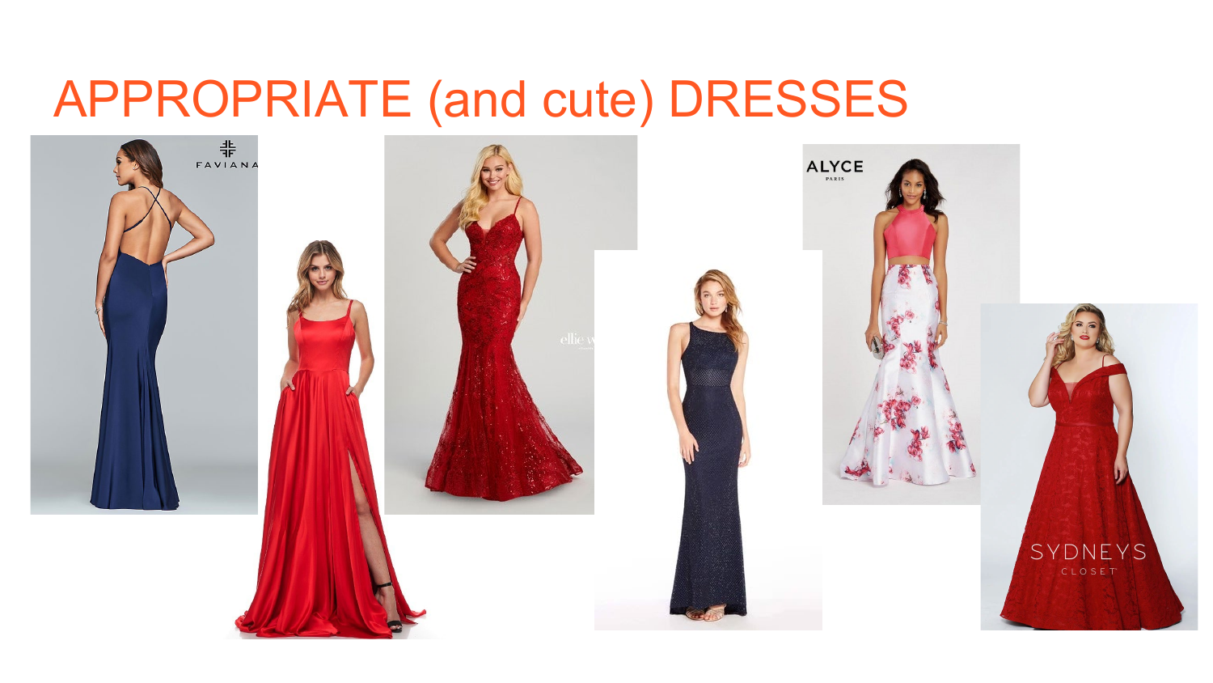# APPROPRIATE (and cute) DRESSES